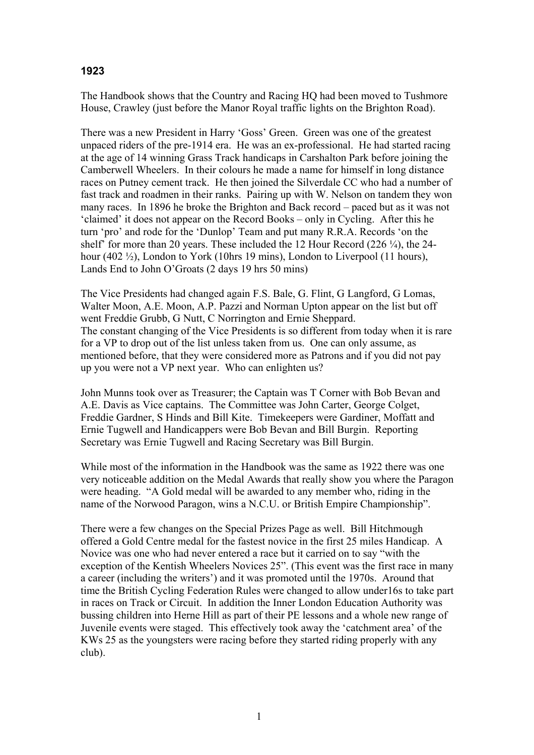**1923**

The Handbook shows that the Country and Racing HQ had been moved to Tushmore House, Crawley (just before the Manor Royal traffic lights on the Brighton Road).

There was a new President in Harry 'Goss' Green. Green was one of the greatest unpaced riders of the pre-1914 era. He was an ex-professional. He had started racing at the age of 14 winning Grass Track handicaps in Carshalton Park before joining the Camberwell Wheelers. In their colours he made a name for himself in long distance races on Putney cement track. He then joined the Silverdale CC who had a number of fast track and roadmen in their ranks. Pairing up with W. Nelson on tandem they won many races. In 1896 he broke the Brighton and Back record – paced but as it was not 'claimed' it does not appear on the Record Books – only in Cycling. After this he turn 'pro' and rode for the 'Dunlop' Team and put many R.R.A. Records 'on the shelf' for more than 20 years. These included the 12 Hour Record (226 ¼), the 24-hour (402 ½), London to York (10hrs 19 mins), London to Liverpool (11 hours), Lands End to John O'Groats (2 days 19 hrs 50 mins)

The Vice Presidents had changed again F.S. Bale, G. Flint, G Langford, G Lomas, Walter Moon, A.E. Moon, A.P. Pazzi and Norman Upton appear on the list but off went Freddie Grubb, G Nutt, C Norrington and Ernie Sheppard.
The constant changing of the Vice Presidents is so different from today when it is rare for a VP to drop out of the list unless taken from us. One can only assume, as mentioned before, that they were considered more as Patrons and if you did not pay up you were not a VP next year. Who can enlighten us?

John Munns took over as Treasurer; the Captain was T Corner with Bob Bevan and A.E. Davis as Vice captains. The Committee was John Carter, George Colget, Freddie Gardner, S Hinds and Bill Kite. Timekeepers were Gardiner, Moffatt and Ernie Tugwell and Handicappers were Bob Bevan and Bill Burgin. Reporting Secretary was Ernie Tugwell and Racing Secretary was Bill Burgin.

While most of the information in the Handbook was the same as 1922 there was one very noticeable addition on the Medal Awards that really show you where the Paragon were heading. "A Gold medal will be awarded to any member who, riding in the name of the Norwood Paragon, wins a N.C.U. or British Empire Championship".

There were a few changes on the Special Prizes Page as well. Bill Hitchmough offered a Gold Centre medal for the fastest novice in the first 25 miles Handicap. A Novice was one who had never entered a race but it carried on to say "with the exception of the Kentish Wheelers Novices 25". (This event was the first race in many a career (including the writers') and it was promoted until the 1970s. Around that time the British Cycling Federation Rules were changed to allow under16s to take part in races on Track or Circuit. In addition the Inner London Education Authority was bussing children into Herne Hill as part of their PE lessons and a whole new range of Juvenile events were staged. This effectively took away the 'catchment area' of the KWs 25 as the youngsters were racing before they started riding properly with any club).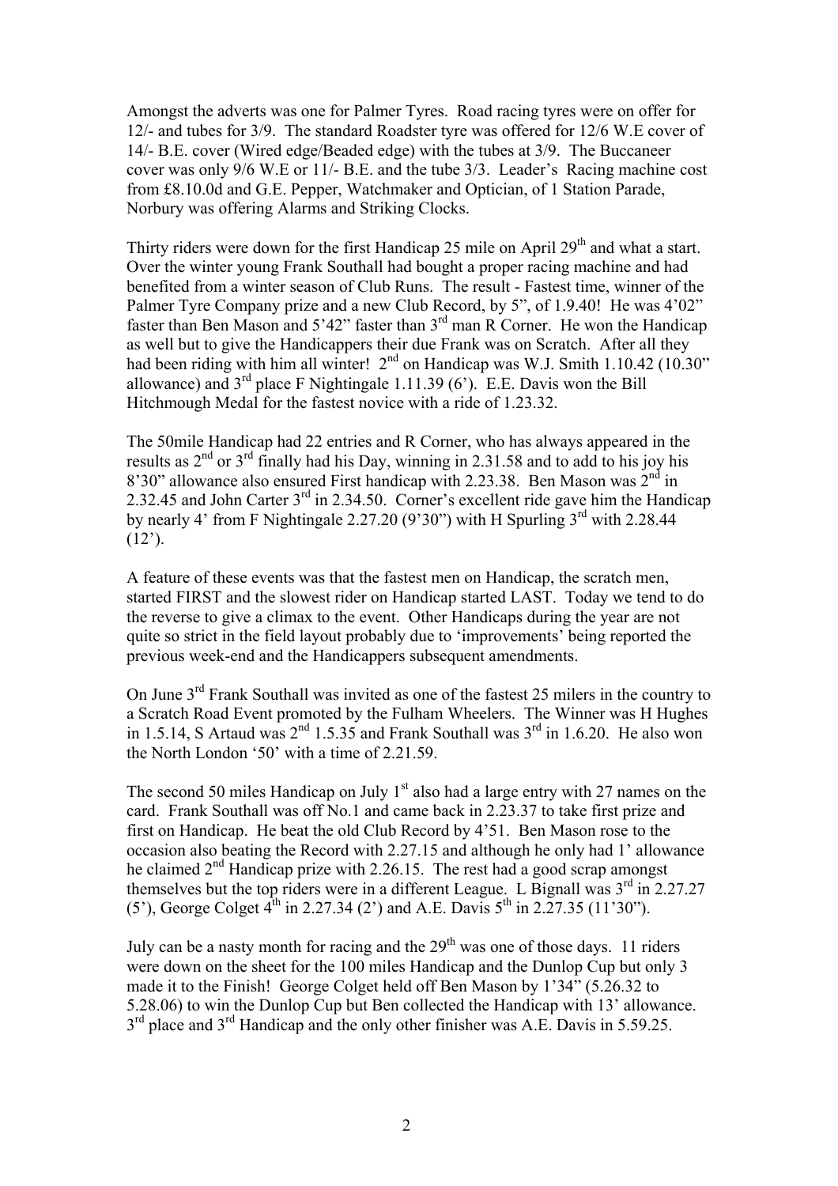Amongst the adverts was one for Palmer Tyres. Road racing tyres were on offer for 12/- and tubes for 3/9. The standard Roadster tyre was offered for 12/6 W.E cover of 14/- B.E. cover (Wired edge/Beaded edge) with the tubes at 3/9. The Buccaneer cover was only 9/6 W.E or 11/- B.E. and the tube 3/3. Leader's Racing machine cost from £8.10.0d and G.E. Pepper, Watchmaker and Optician, of 1 Station Parade, Norbury was offering Alarms and Striking Clocks.

Thirty riders were down for the first Handicap 25 mile on April 29th and what a start. Over the winter young Frank Southall had bought a proper racing machine and had benefited from a winter season of Club Runs. The result - Fastest time, winner of the Palmer Tyre Company prize and a new Club Record, by 5", of 1.9.40! He was 4'02" faster than Ben Mason and 5'42" faster than 3rd man R Corner. He won the Handicap as well but to give the Handicappers their due Frank was on Scratch. After all they had been riding with him all winter! 2nd on Handicap was W.J. Smith 1.10.42 (10.30" allowance) and 3rd place F Nightingale 1.11.39 (6'). E.E. Davis won the Bill Hitchmough Medal for the fastest novice with a ride of 1.23.32.

The 50mile Handicap had 22 entries and R Corner, who has always appeared in the results as 2nd or 3rd finally had his Day, winning in 2.31.58 and to add to his joy his 8'30" allowance also ensured First handicap with 2.23.38. Ben Mason was 2nd in 2.32.45 and John Carter 3rd in 2.34.50. Corner's excellent ride gave him the Handicap by nearly 4' from F Nightingale 2.27.20 (9'30") with H Spurling 3rd with 2.28.44 (12').

A feature of these events was that the fastest men on Handicap, the scratch men, started FIRST and the slowest rider on Handicap started LAST. Today we tend to do the reverse to give a climax to the event. Other Handicaps during the year are not quite so strict in the field layout probably due to 'improvements' being reported the previous week-end and the Handicappers subsequent amendments.

On June 3rd Frank Southall was invited as one of the fastest 25 milers in the country to a Scratch Road Event promoted by the Fulham Wheelers. The Winner was H Hughes in 1.5.14, S Artaud was 2nd 1.5.35 and Frank Southall was 3rd in 1.6.20. He also won the North London '50' with a time of 2.21.59.

The second 50 miles Handicap on July 1st also had a large entry with 27 names on the card. Frank Southall was off No.1 and came back in 2.23.37 to take first prize and first on Handicap. He beat the old Club Record by 4'51. Ben Mason rose to the occasion also beating the Record with 2.27.15 and although he only had 1' allowance he claimed 2nd Handicap prize with 2.26.15. The rest had a good scrap amongst themselves but the top riders were in a different League. L Bignall was 3rd in 2.27.27 (5'), George Colget 4th in 2.27.34 (2') and A.E. Davis 5th in 2.27.35 (11'30").

July can be a nasty month for racing and the 29th was one of those days. 11 riders were down on the sheet for the 100 miles Handicap and the Dunlop Cup but only 3 made it to the Finish! George Colget held off Ben Mason by 1'34" (5.26.32 to 5.28.06) to win the Dunlop Cup but Ben collected the Handicap with 13' allowance. 3rd place and 3rd Handicap and the only other finisher was A.E. Davis in 5.59.25.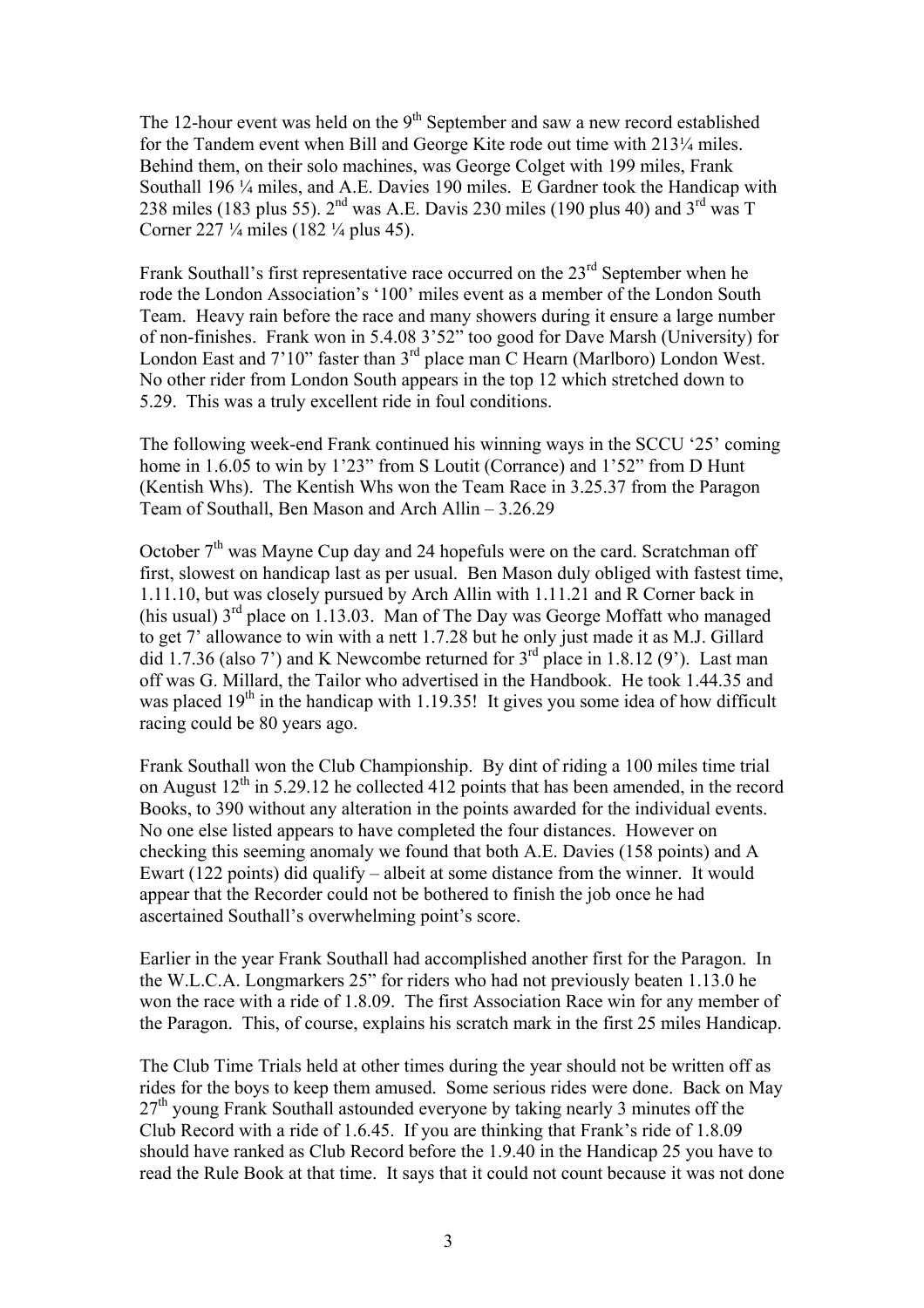The 12-hour event was held on the 9th September and saw a new record established for the Tandem event when Bill and George Kite rode out time with 213¼ miles. Behind them, on their solo machines, was George Colget with 199 miles, Frank Southall 196 ¼ miles, and A.E. Davies 190 miles. E Gardner took the Handicap with 238 miles (183 plus 55). 2nd was A.E. Davis 230 miles (190 plus 40) and 3rd was T Corner 227 ¼ miles (182 ¼ plus 45).

Frank Southall's first representative race occurred on the 23rd September when he rode the London Association's '100' miles event as a member of the London South Team. Heavy rain before the race and many showers during it ensure a large number of non-finishes. Frank won in 5.4.08 3'52" too good for Dave Marsh (University) for London East and 7'10" faster than 3rd place man C Hearn (Marlboro) London West. No other rider from London South appears in the top 12 which stretched down to 5.29. This was a truly excellent ride in foul conditions.

The following week-end Frank continued his winning ways in the SCCU '25' coming home in 1.6.05 to win by 1'23" from S Loutit (Corrance) and 1'52" from D Hunt (Kentish Whs). The Kentish Whs won the Team Race in 3.25.37 from the Paragon Team of Southall, Ben Mason and Arch Allin – 3.26.29

October 7th was Mayne Cup day and 24 hopefuls were on the card. Scratchman off first, slowest on handicap last as per usual. Ben Mason duly obliged with fastest time, 1.11.10, but was closely pursued by Arch Allin with 1.11.21 and R Corner back in (his usual) 3rd place on 1.13.03. Man of The Day was George Moffatt who managed to get 7' allowance to win with a nett 1.7.28 but he only just made it as M.J. Gillard did 1.7.36 (also 7') and K Newcombe returned for 3rd place in 1.8.12 (9'). Last man off was G. Millard, the Tailor who advertised in the Handbook. He took 1.44.35 and was placed 19th in the handicap with 1.19.35! It gives you some idea of how difficult racing could be 80 years ago.

Frank Southall won the Club Championship. By dint of riding a 100 miles time trial on August 12th in 5.29.12 he collected 412 points that has been amended, in the record Books, to 390 without any alteration in the points awarded for the individual events. No one else listed appears to have completed the four distances. However on checking this seeming anomaly we found that both A.E. Davies (158 points) and A Ewart (122 points) did qualify – albeit at some distance from the winner. It would appear that the Recorder could not be bothered to finish the job once he had ascertained Southall's overwhelming point's score.

Earlier in the year Frank Southall had accomplished another first for the Paragon. In the W.L.C.A. Longmarkers 25" for riders who had not previously beaten 1.13.0 he won the race with a ride of 1.8.09. The first Association Race win for any member of the Paragon. This, of course, explains his scratch mark in the first 25 miles Handicap.

The Club Time Trials held at other times during the year should not be written off as rides for the boys to keep them amused. Some serious rides were done. Back on May 27th young Frank Southall astounded everyone by taking nearly 3 minutes off the Club Record with a ride of 1.6.45. If you are thinking that Frank's ride of 1.8.09 should have ranked as Club Record before the 1.9.40 in the Handicap 25 you have to read the Rule Book at that time. It says that it could not count because it was not done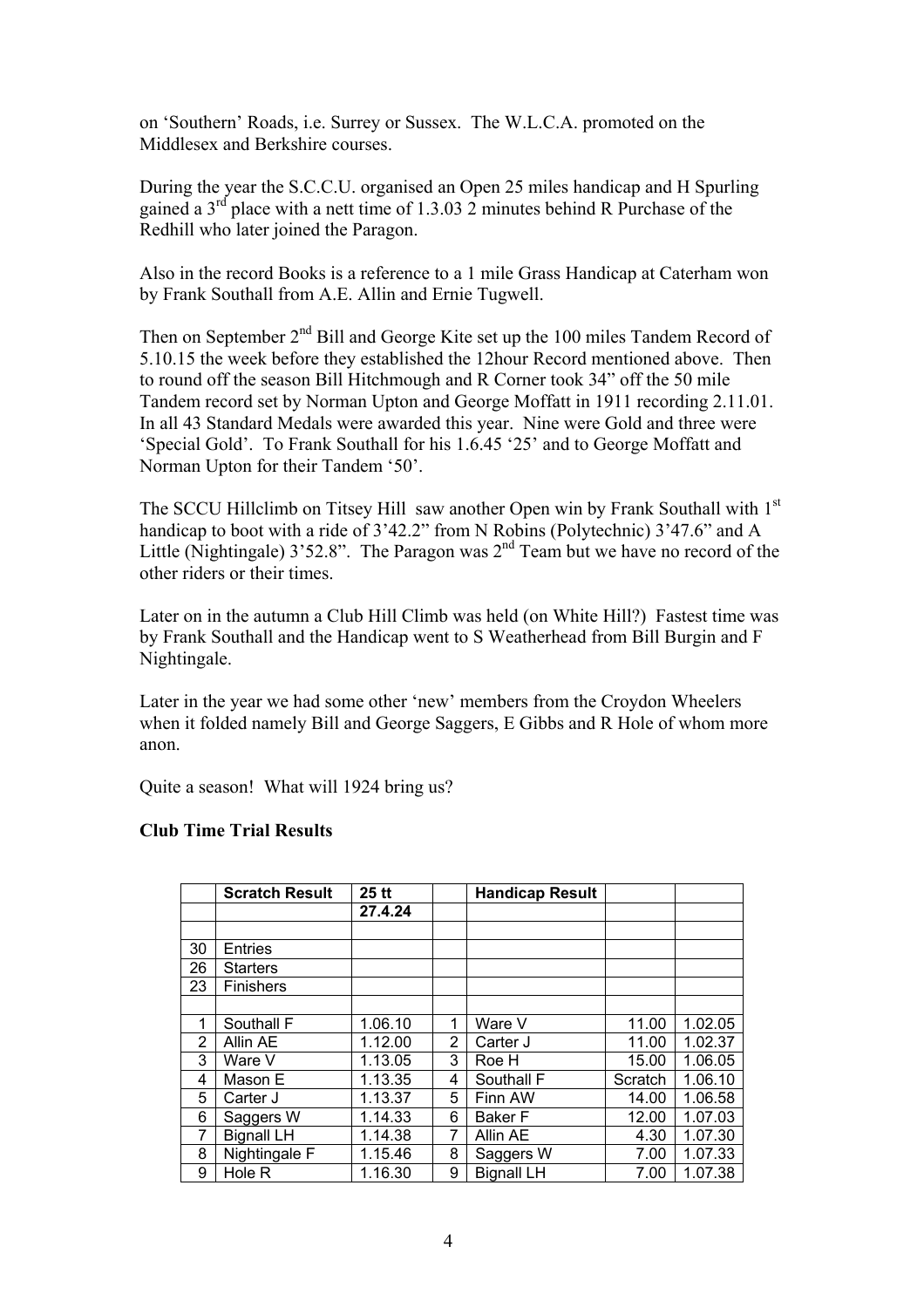on 'Southern' Roads, i.e. Surrey or Sussex. The W.L.C.A. promoted on the Middlesex and Berkshire courses.

During the year the S.C.C.U. organised an Open 25 miles handicap and H Spurling gained a 3rd place with a nett time of 1.3.03 2 minutes behind R Purchase of the Redhill who later joined the Paragon.

Also in the record Books is a reference to a 1 mile Grass Handicap at Caterham won by Frank Southall from A.E. Allin and Ernie Tugwell.

Then on September 2nd Bill and George Kite set up the 100 miles Tandem Record of 5.10.15 the week before they established the 12hour Record mentioned above. Then to round off the season Bill Hitchmough and R Corner took 34" off the 50 mile Tandem record set by Norman Upton and George Moffatt in 1911 recording 2.11.01. In all 43 Standard Medals were awarded this year. Nine were Gold and three were 'Special Gold'. To Frank Southall for his 1.6.45 '25' and to George Moffatt and Norman Upton for their Tandem '50'.

The SCCU Hillclimb on Titsey Hill saw another Open win by Frank Southall with 1st handicap to boot with a ride of 3'42.2" from N Robins (Polytechnic) 3'47.6" and A Little (Nightingale) 3'52.8". The Paragon was 2nd Team but we have no record of the other riders or their times.

Later on in the autumn a Club Hill Climb was held (on White Hill?) Fastest time was by Frank Southall and the Handicap went to S Weatherhead from Bill Burgin and F Nightingale.

Later in the year we had some other 'new' members from the Croydon Wheelers when it folded namely Bill and George Saggers, E Gibbs and R Hole of whom more anon.

Quite a season! What will 1924 bring us?

**Club Time Trial Results**

| | **Scratch Result** | **25 tt** | | **Handicap Result** | | |
|---|---|---|---|---|---|---|
| | | **27.4.24** | | | | |
| | | | | | | |
| 30 | Entries | | | | | |
| 26 | Starters | | | | | |
| 23 | Finishers | | | | | |
| | | | | | | |
| 1 | Southall F | 1.06.10 | 1 | Ware V | 11.00 | 1.02.05 |
| 2 | Allin AE | 1.12.00 | 2 | Carter J | 11.00 | 1.02.37 |
| 3 | Ware V | 1.13.05 | 3 | Roe H | 15.00 | 1.06.05 |
| 4 | Mason E | 1.13.35 | 4 | Southall F | Scratch | 1.06.10 |
| 5 | Carter J | 1.13.37 | 5 | Finn AW | 14.00 | 1.06.58 |
| 6 | Saggers W | 1.14.33 | 6 | Baker F | 12.00 | 1.07.03 |
| 7 | Bignall LH | 1.14.38 | 7 | Allin AE | 4.30 | 1.07.30 |
| 8 | Nightingale F | 1.15.46 | 8 | Saggers W | 7.00 | 1.07.33 |
| 9 | Hole R | 1.16.30 | 9 | Bignall LH | 7.00 | 1.07.38 |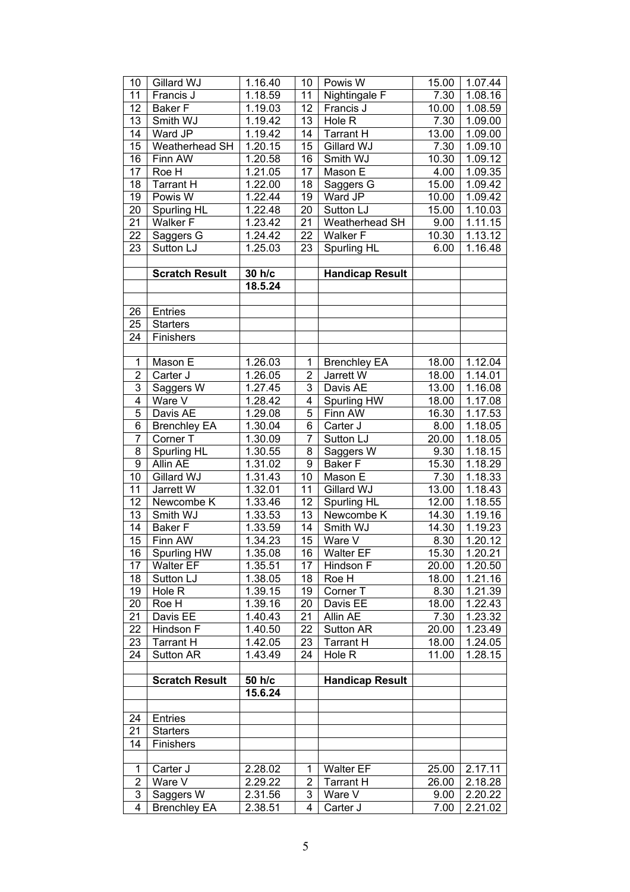| | | | | | | |
|---|---|---|---|---|---|---|
| 10 | Gillard WJ | 1.16.40 | 10 | Powis W | 15.00 | 1.07.44 |
| 11 | Francis J | 1.18.59 | 11 | Nightingale F | 7.30 | 1.08.16 |
| 12 | Baker F | 1.19.03 | 12 | Francis J | 10.00 | 1.08.59 |
| 13 | Smith WJ | 1.19.42 | 13 | Hole R | 7.30 | 1.09.00 |
| 14 | Ward JP | 1.19.42 | 14 | Tarrant H | 13.00 | 1.09.00 |
| 15 | Weatherhead SH | 1.20.15 | 15 | Gillard WJ | 7.30 | 1.09.10 |
| 16 | Finn AW | 1.20.58 | 16 | Smith WJ | 10.30 | 1.09.12 |
| 17 | Roe H | 1.21.05 | 17 | Mason E | 4.00 | 1.09.35 |
| 18 | Tarrant H | 1.22.00 | 18 | Saggers G | 15.00 | 1.09.42 |
| 19 | Powis W | 1.22.44 | 19 | Ward JP | 10.00 | 1.09.42 |
| 20 | Spurling HL | 1.22.48 | 20 | Sutton LJ | 15.00 | 1.10.03 |
| 21 | Walker F | 1.23.42 | 21 | Weatherhead SH | 9.00 | 1.11.15 |
| 22 | Saggers G | 1.24.42 | 22 | Walker F | 10.30 | 1.13.12 |
| 23 | Sutton LJ | 1.25.03 | 23 | Spurling HL | 6.00 | 1.16.48 |
| | | | | | | |
| | **Scratch Result** | **30 h/c** | | **Handicap Result** | | |
| | | **18.5.24** | | | | |
| | | | | | | |
| 26 | Entries | | | | | |
| 25 | Starters | | | | | |
| 24 | Finishers | | | | | |
| | | | | | | |
| 1 | Mason E | 1.26.03 | 1 | Brenchley EA | 18.00 | 1.12.04 |
| 2 | Carter J | 1.26.05 | 2 | Jarrett W | 18.00 | 1.14.01 |
| 3 | Saggers W | 1.27.45 | 3 | Davis AE | 13.00 | 1.16.08 |
| 4 | Ware V | 1.28.42 | 4 | Spurling HW | 18.00 | 1.17.08 |
| 5 | Davis AE | 1.29.08 | 5 | Finn AW | 16.30 | 1.17.53 |
| 6 | Brenchley EA | 1.30.04 | 6 | Carter J | 8.00 | 1.18.05 |
| 7 | Corner T | 1.30.09 | 7 | Sutton LJ | 20.00 | 1.18.05 |
| 8 | Spurling HL | 1.30.55 | 8 | Saggers W | 9.30 | 1.18.15 |
| 9 | Allin AE | 1.31.02 | 9 | Baker F | 15.30 | 1.18.29 |
| 10 | Gillard WJ | 1.31.43 | 10 | Mason E | 7.30 | 1.18.33 |
| 11 | Jarrett W | 1.32.01 | 11 | Gillard WJ | 13.00 | 1.18.43 |
| 12 | Newcombe K | 1.33.46 | 12 | Spurling HL | 12.00 | 1.18.55 |
| 13 | Smith WJ | 1.33.53 | 13 | Newcombe K | 14.30 | 1.19.16 |
| 14 | Baker F | 1.33.59 | 14 | Smith WJ | 14.30 | 1.19.23 |
| 15 | Finn AW | 1.34.23 | 15 | Ware V | 8.30 | 1.20.12 |
| 16 | Spurling HW | 1.35.08 | 16 | Walter EF | 15.30 | 1.20.21 |
| 17 | Walter EF | 1.35.51 | 17 | Hindson F | 20.00 | 1.20.50 |
| 18 | Sutton LJ | 1.38.05 | 18 | Roe H | 18.00 | 1.21.16 |
| 19 | Hole R | 1.39.15 | 19 | Corner T | 8.30 | 1.21.39 |
| 20 | Roe H | 1.39.16 | 20 | Davis EE | 18.00 | 1.22.43 |
| 21 | Davis EE | 1.40.43 | 21 | Allin AE | 7.30 | 1.23.32 |
| 22 | Hindson F | 1.40.50 | 22 | Sutton AR | 20.00 | 1.23.49 |
| 23 | Tarrant H | 1.42.05 | 23 | Tarrant H | 18.00 | 1.24.05 |
| 24 | Sutton AR | 1.43.49 | 24 | Hole R | 11.00 | 1.28.15 |
| | | | | | | |
| | **Scratch Result** | **50 h/c** | | **Handicap Result** | | |
| | | **15.6.24** | | | | |
| | | | | | | |
| 24 | Entries | | | | | |
| 21 | Starters | | | | | |
| 14 | Finishers | | | | | |
| | | | | | | |
| 1 | Carter J | 2.28.02 | 1 | Walter EF | 25.00 | 2.17.11 |
| 2 | Ware V | 2.29.22 | 2 | Tarrant H | 26.00 | 2.18.28 |
| 3 | Saggers W | 2.31.56 | 3 | Ware V | 9.00 | 2.20.22 |
| 4 | Brenchley EA | 2.38.51 | 4 | Carter J | 7.00 | 2.21.02 |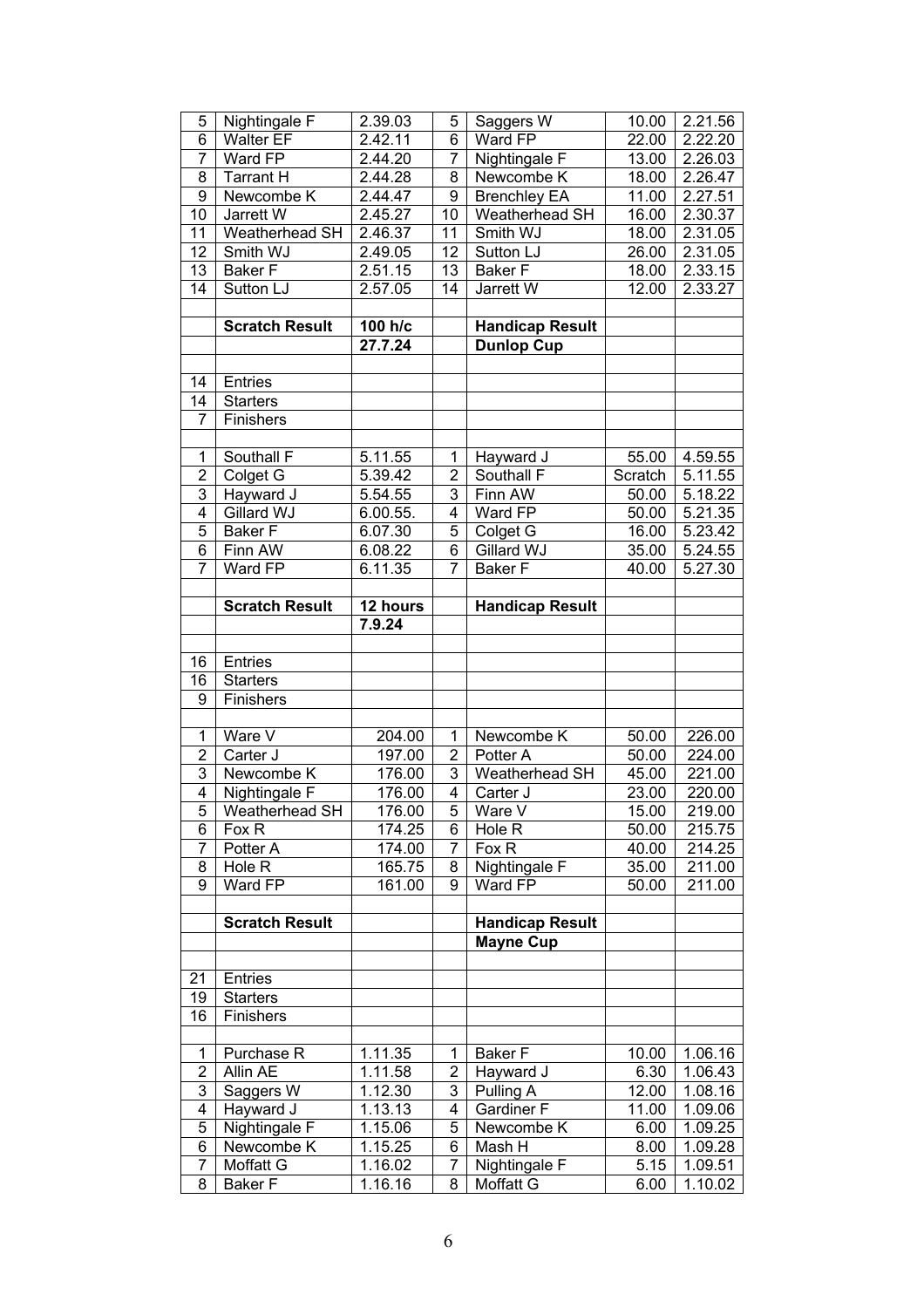| | | | | | | |
|---|---|---|---|---|---|---|
| 5 | Nightingale F | 2.39.03 | 5 | Saggers W | 10.00 | 2.21.56 |
| 6 | Walter EF | 2.42.11 | 6 | Ward FP | 22.00 | 2.22.20 |
| 7 | Ward FP | 2.44.20 | 7 | Nightingale F | 13.00 | 2.26.03 |
| 8 | Tarrant H | 2.44.28 | 8 | Newcombe K | 18.00 | 2.26.47 |
| 9 | Newcombe K | 2.44.47 | 9 | Brenchley EA | 11.00 | 2.27.51 |
| 10 | Jarrett W | 2.45.27 | 10 | Weatherhead SH | 16.00 | 2.30.37 |
| 11 | Weatherhead SH | 2.46.37 | 11 | Smith WJ | 18.00 | 2.31.05 |
| 12 | Smith WJ | 2.49.05 | 12 | Sutton LJ | 26.00 | 2.31.05 |
| 13 | Baker F | 2.51.15 | 13 | Baker F | 18.00 | 2.33.15 |
| 14 | Sutton LJ | 2.57.05 | 14 | Jarrett W | 12.00 | 2.33.27 |
| | | | | | | |
| | **Scratch Result** | **100 h/c** | | **Handicap Result** | | |
| | | **27.7.24** | | **Dunlop Cup** | | |
| | | | | | | |
| 14 | Entries | | | | | |
| 14 | Starters | | | | | |
| 7 | Finishers | | | | | |
| | | | | | | |
| 1 | Southall F | 5.11.55 | 1 | Hayward J | 55.00 | 4.59.55 |
| 2 | Colget G | 5.39.42 | 2 | Southall F | Scratch | 5.11.55 |
| 3 | Hayward J | 5.54.55 | 3 | Finn AW | 50.00 | 5.18.22 |
| 4 | Gillard WJ | 6.00.55. | 4 | Ward FP | 50.00 | 5.21.35 |
| 5 | Baker F | 6.07.30 | 5 | Colget G | 16.00 | 5.23.42 |
| 6 | Finn AW | 6.08.22 | 6 | Gillard WJ | 35.00 | 5.24.55 |
| 7 | Ward FP | 6.11.35 | 7 | Baker F | 40.00 | 5.27.30 |
| | | | | | | |
| | **Scratch Result** | **12 hours** | | **Handicap Result** | | |
| | | **7.9.24** | | | | |
| | | | | | | |
| 16 | Entries | | | | | |
| 16 | Starters | | | | | |
| 9 | Finishers | | | | | |
| | | | | | | |
| 1 | Ware V | 204.00 | 1 | Newcombe K | 50.00 | 226.00 |
| 2 | Carter J | 197.00 | 2 | Potter A | 50.00 | 224.00 |
| 3 | Newcombe K | 176.00 | 3 | Weatherhead SH | 45.00 | 221.00 |
| 4 | Nightingale F | 176.00 | 4 | Carter J | 23.00 | 220.00 |
| 5 | Weatherhead SH | 176.00 | 5 | Ware V | 15.00 | 219.00 |
| 6 | Fox R | 174.25 | 6 | Hole R | 50.00 | 215.75 |
| 7 | Potter A | 174.00 | 7 | Fox R | 40.00 | 214.25 |
| 8 | Hole R | 165.75 | 8 | Nightingale F | 35.00 | 211.00 |
| 9 | Ward FP | 161.00 | 9 | Ward FP | 50.00 | 211.00 |
| | | | | | | |
| | **Scratch Result** | | | **Handicap Result** | | |
| | | | | **Mayne Cup** | | |
| | | | | | | |
| 21 | Entries | | | | | |
| 19 | Starters | | | | | |
| 16 | Finishers | | | | | |
| | | | | | | |
| 1 | Purchase R | 1.11.35 | 1 | Baker F | 10.00 | 1.06.16 |
| 2 | Allin AE | 1.11.58 | 2 | Hayward J | 6.30 | 1.06.43 |
| 3 | Saggers W | 1.12.30 | 3 | Pulling A | 12.00 | 1.08.16 |
| 4 | Hayward J | 1.13.13 | 4 | Gardiner F | 11.00 | 1.09.06 |
| 5 | Nightingale F | 1.15.06 | 5 | Newcombe K | 6.00 | 1.09.25 |
| 6 | Newcombe K | 1.15.25 | 6 | Mash H | 8.00 | 1.09.28 |
| 7 | Moffatt G | 1.16.02 | 7 | Nightingale F | 5.15 | 1.09.51 |
| 8 | Baker F | 1.16.16 | 8 | Moffatt G | 6.00 | 1.10.02 |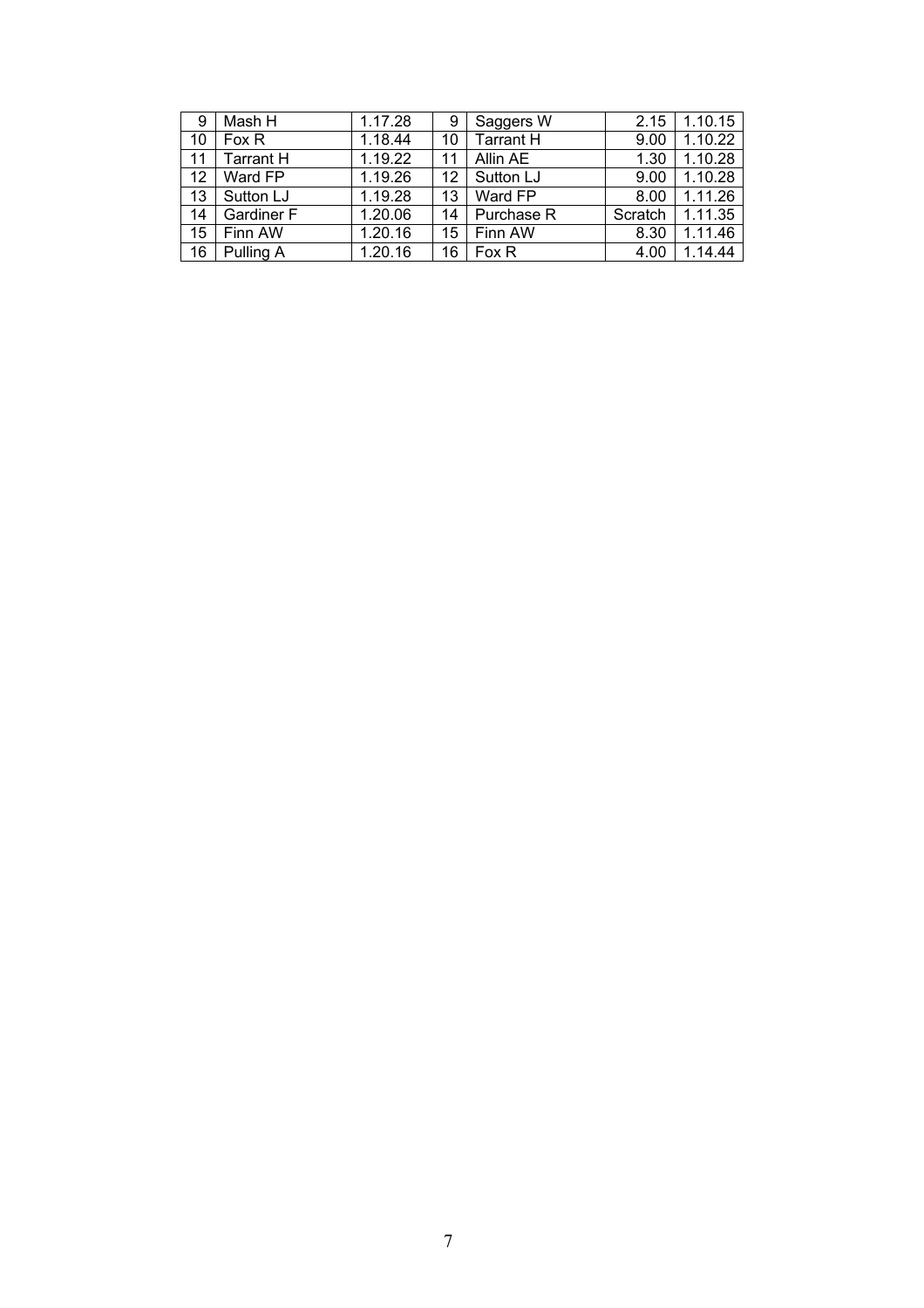| | | | | | | |
|---|---|---|---|---|---|---|
| 9 | Mash H | 1.17.28 | 9 | Saggers W | 2.15 | 1.10.15 |
| 10 | Fox R | 1.18.44 | 10 | Tarrant H | 9.00 | 1.10.22 |
| 11 | Tarrant H | 1.19.22 | 11 | Allin AE | 1.30 | 1.10.28 |
| 12 | Ward FP | 1.19.26 | 12 | Sutton LJ | 9.00 | 1.10.28 |
| 13 | Sutton LJ | 1.19.28 | 13 | Ward FP | 8.00 | 1.11.26 |
| 14 | Gardiner F | 1.20.06 | 14 | Purchase R | Scratch | 1.11.35 |
| 15 | Finn AW | 1.20.16 | 15 | Finn AW | 8.30 | 1.11.46 |
| 16 | Pulling A | 1.20.16 | 16 | Fox R | 4.00 | 1.14.44 |